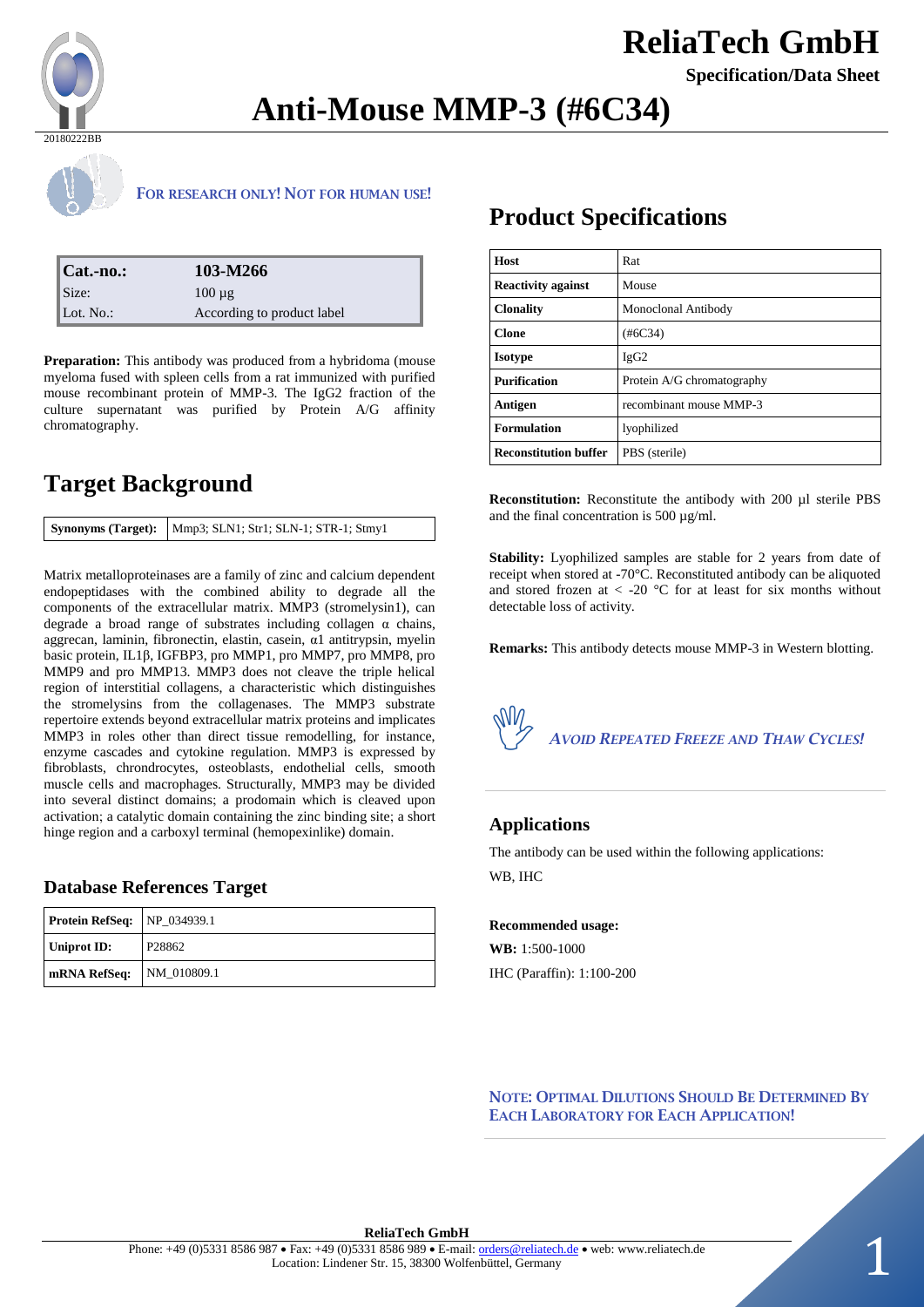# ReliaTech GmbH

**Specification/Data Sheet**

# Anti-Mouse MMP-3 (#6C34)

20180222BB

**FOR RESEARCH ONLY! NOT FOR HUMAN USE!**

| **Cat.-no.:** | **103-M266** |
|---|---|
| Size: | 100 µg |
| Lot. No.: | According to product label |

**Preparation:** This antibody was produced from a hybridoma (mouse myeloma fused with spleen cells from a rat immunized with purified mouse recombinant protein of MMP-3. The IgG2 fraction of the culture supernatant was purified by Protein A/G affinity chromatography.

## Target Background

| **Synonyms (Target):** | Mmp3; SLN1; Str1; SLN-1; STR-1; Stmy1 |
|---|---|

Matrix metalloproteinases are a family of zinc and calcium dependent endopeptidases with the combined ability to degrade all the components of the extracellular matrix. MMP3 (stromelysin1), can degrade a broad range of substrates including collagen α chains, aggrecan, laminin, fibronectin, elastin, casein, α1 antitrypsin, myelin basic protein, IL1β, IGFBP3, pro MMP1, pro MMP7, pro MMP8, pro MMP9 and pro MMP13. MMP3 does not cleave the triple helical region of interstitial collagens, a characteristic which distinguishes the stromelysins from the collagenases. The MMP3 substrate repertoire extends beyond extracellular matrix proteins and implicates MMP3 in roles other than direct tissue remodelling, for instance, enzyme cascades and cytokine regulation. MMP3 is expressed by fibroblasts, chrondrocytes, osteoblasts, endothelial cells, smooth muscle cells and macrophages. Structurally, MMP3 may be divided into several distinct domains; a prodomain which is cleaved upon activation; a catalytic domain containing the zinc binding site; a short hinge region and a carboxyl terminal (hemopexinlike) domain.

### Database References Target

| **Protein RefSeq:** | NP_034939.1 |
|---|---|
| **Uniprot ID:** | P28862 |
| **mRNA RefSeq:** | NM_010809.1 |

## Product Specifications

| **Host** | Rat |
|---|---|
| **Reactivity against** | Mouse |
| **Clonality** | Monoclonal Antibody |
| **Clone** | (#6C34) |
| **Isotype** | IgG2 |
| **Purification** | Protein A/G chromatography |
| **Antigen** | recombinant mouse MMP-3 |
| **Formulation** | lyophilized |
| **Reconstitution buffer** | PBS (sterile) |

**Reconstitution:** Reconstitute the antibody with 200 µl sterile PBS and the final concentration is 500 µg/ml.

**Stability:** Lyophilized samples are stable for 2 years from date of receipt when stored at -70°C. Reconstituted antibody can be aliquoted and stored frozen at < -20 °C for at least for six months without detectable loss of activity.

**Remarks:** This antibody detects mouse MMP-3 in Western blotting.

*AVOID REPEATED FREEZE AND THAW CYCLES!*

### Applications

The antibody can be used within the following applications:

WB, IHC

**Recommended usage:**

**WB:** 1:500-1000

IHC (Paraffin): 1:100-200

**NOTE: OPTIMAL DILUTIONS SHOULD BE DETERMINED BY EACH LABORATORY FOR EACH APPLICATION!**

**ReliaTech GmbH**

Phone: +49 (0)5331 8586 987 • Fax: +49 (0)5331 8586 989 • E-mail: orders@reliatech.de • web: www.reliatech.de
Location: Lindener Str. 15, 38300 Wolfenbüttel, Germany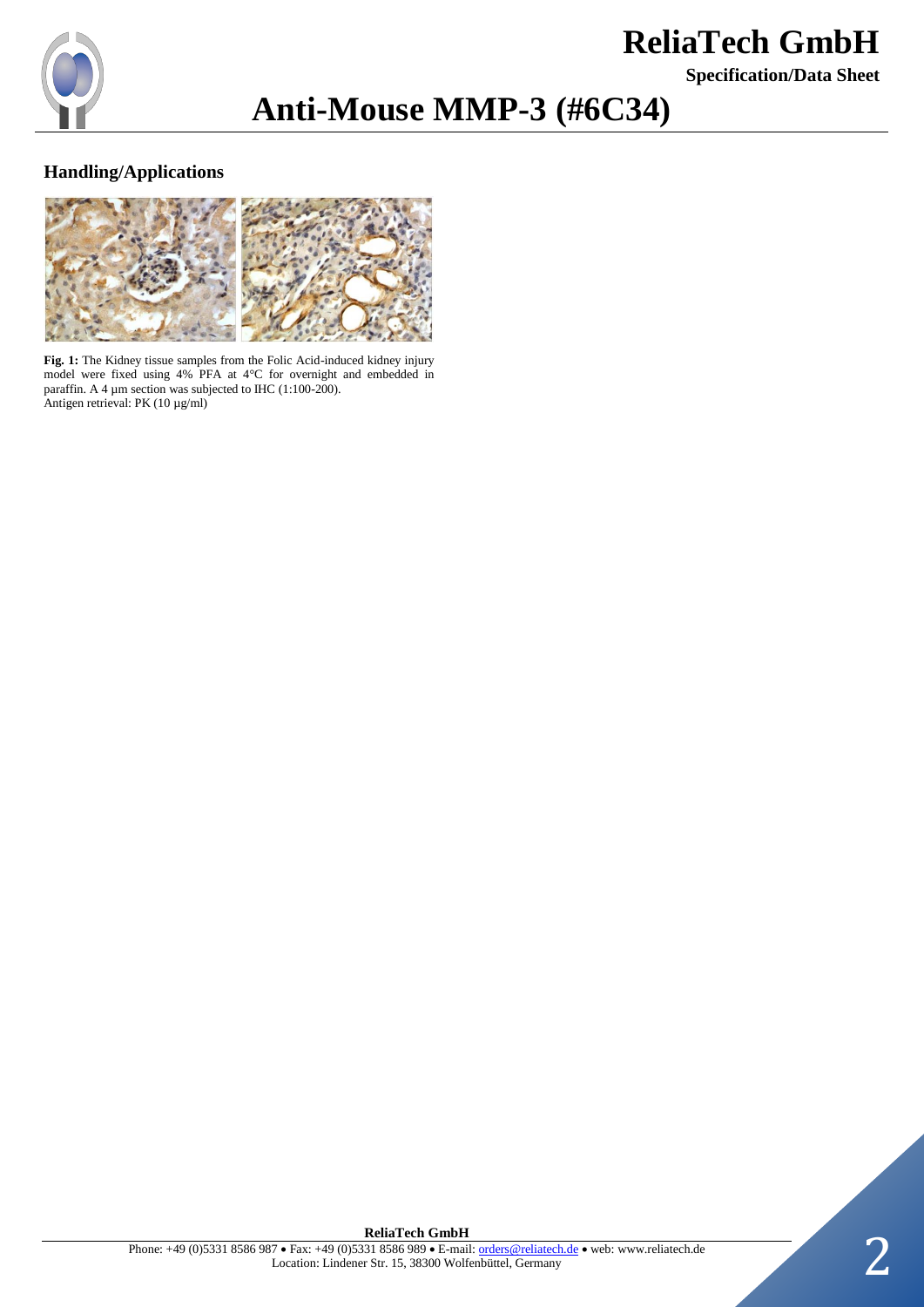## Handling/Applications

**Fig. 1:** The Kidney tissue samples from the Folic Acid-induced kidney injury model were fixed using 4% PFA at 4°C for overnight and embedded in paraffin. A 4 µm section was subjected to IHC (1:100-200).
Antigen retrieval: PK (10 µg/ml)